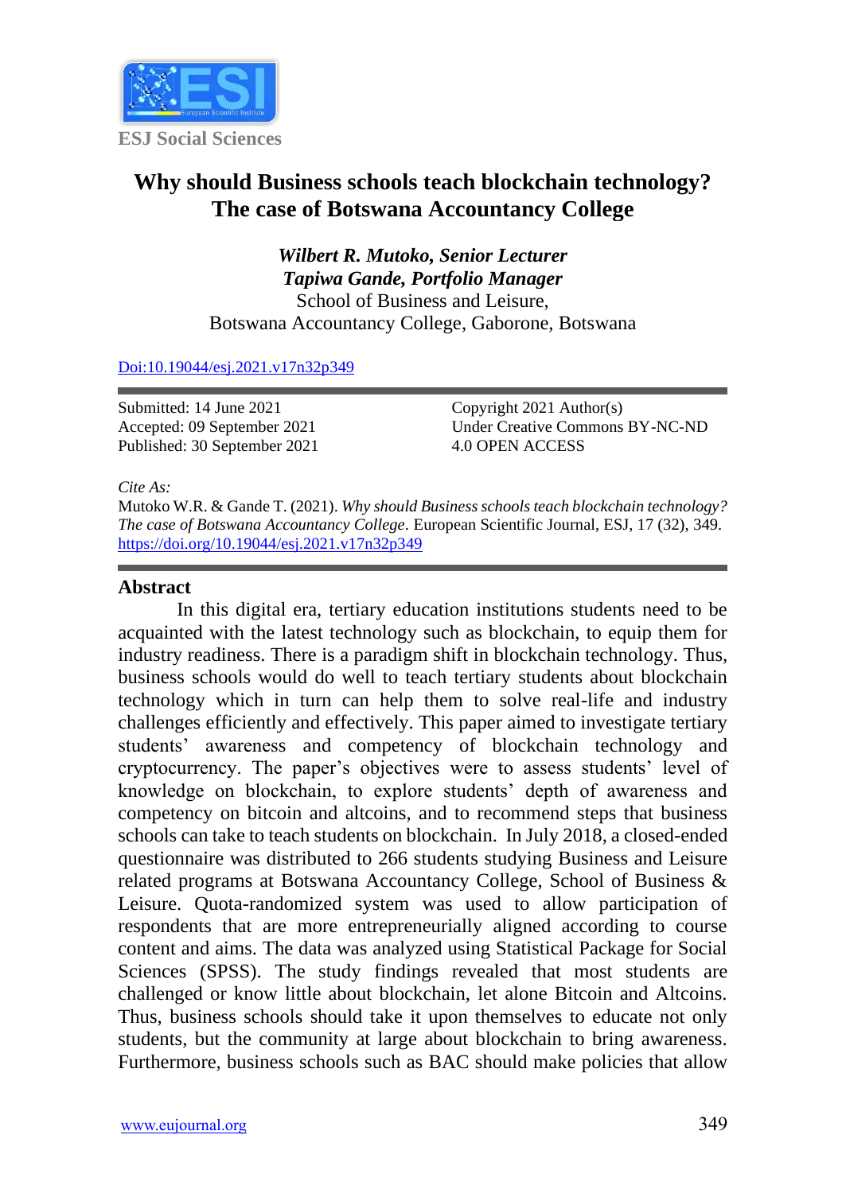ESJ Social Sciences

# Why should Business schools teach blockchain technology? The case of Botswana Accountancy College

***Wilbert R. Mutoko, Senior Lecturer***
***Tapiwa Gande, Portfolio Manager***
School of Business and Leisure,
Botswana Accountancy College, Gaborone, Botswana

Doi:10.19044/esj.2021.v17n32p349

Submitted: 14 June 2021
Accepted: 09 September 2021
Published: 30 September 2021

Copyright 2021 Author(s)
Under Creative Commons BY-NC-ND
4.0 OPEN ACCESS

*Cite As:*
Mutoko W.R. & Gande T. (2021). *Why should Business schools teach blockchain technology? The case of Botswana Accountancy College*. European Scientific Journal, ESJ, 17 (32), 349. https://doi.org/10.19044/esj.2021.v17n32p349

## Abstract

In this digital era, tertiary education institutions students need to be acquainted with the latest technology such as blockchain, to equip them for industry readiness. There is a paradigm shift in blockchain technology. Thus, business schools would do well to teach tertiary students about blockchain technology which in turn can help them to solve real-life and industry challenges efficiently and effectively. This paper aimed to investigate tertiary students' awareness and competency of blockchain technology and cryptocurrency. The paper's objectives were to assess students' level of knowledge on blockchain, to explore students' depth of awareness and competency on bitcoin and altcoins, and to recommend steps that business schools can take to teach students on blockchain. In July 2018, a closed-ended questionnaire was distributed to 266 students studying Business and Leisure related programs at Botswana Accountancy College, School of Business & Leisure. Quota-randomized system was used to allow participation of respondents that are more entrepreneurially aligned according to course content and aims. The data was analyzed using Statistical Package for Social Sciences (SPSS). The study findings revealed that most students are challenged or know little about blockchain, let alone Bitcoin and Altcoins. Thus, business schools should take it upon themselves to educate not only students, but the community at large about blockchain to bring awareness. Furthermore, business schools such as BAC should make policies that allow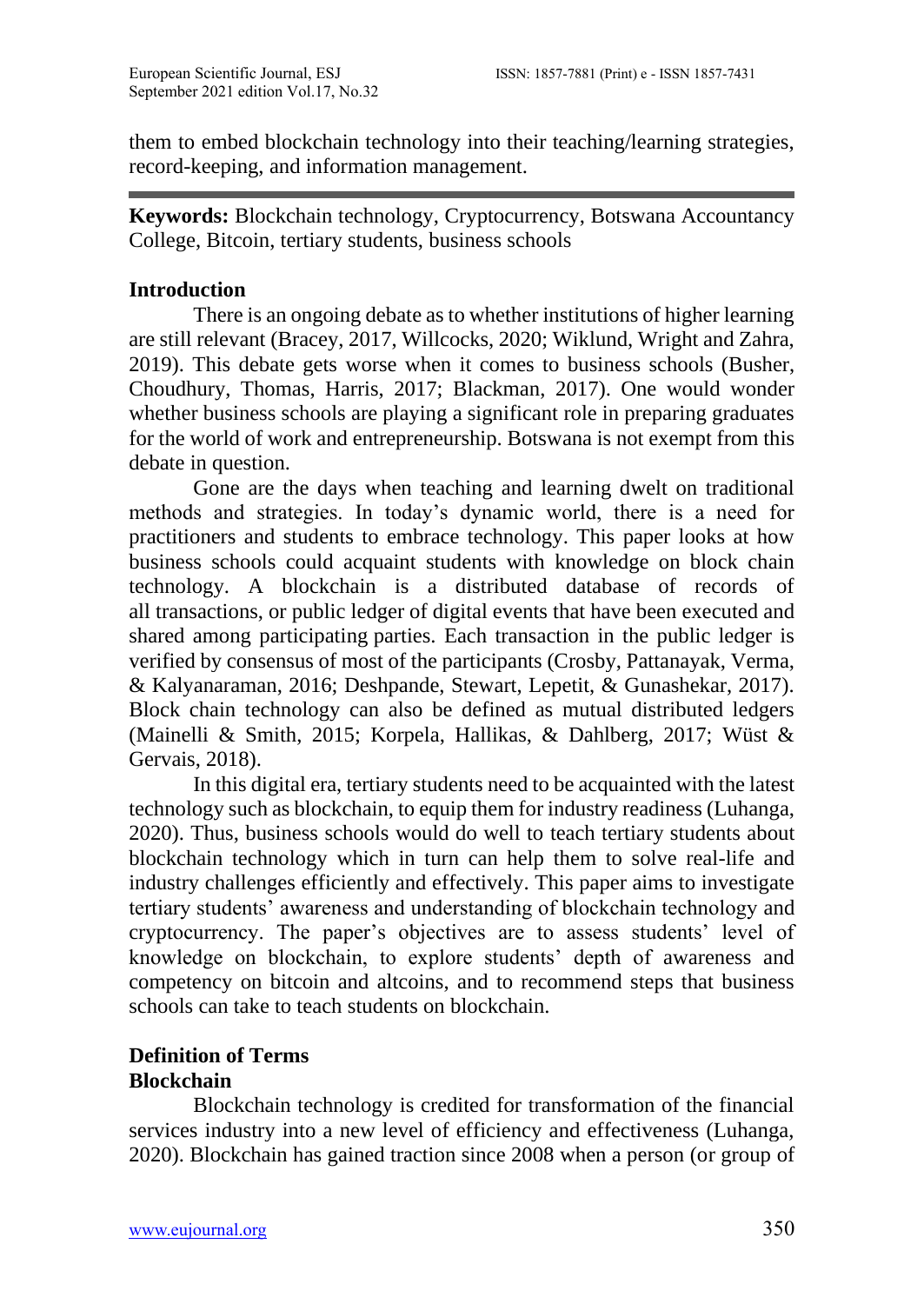them to embed blockchain technology into their teaching/learning strategies, record-keeping, and information management.

---

**Keywords:** Blockchain technology, Cryptocurrency, Botswana Accountancy College, Bitcoin, tertiary students, business schools

## Introduction

There is an ongoing debate as to whether institutions of higher learning are still relevant (Bracey, 2017, Willcocks, 2020; Wiklund, Wright and Zahra, 2019). This debate gets worse when it comes to business schools (Busher, Choudhury, Thomas, Harris, 2017; Blackman, 2017). One would wonder whether business schools are playing a significant role in preparing graduates for the world of work and entrepreneurship. Botswana is not exempt from this debate in question.

Gone are the days when teaching and learning dwelt on traditional methods and strategies. In today's dynamic world, there is a need for practitioners and students to embrace technology. This paper looks at how business schools could acquaint students with knowledge on block chain technology. A blockchain is a distributed database of records of all transactions, or public ledger of digital events that have been executed and shared among participating parties. Each transaction in the public ledger is verified by consensus of most of the participants (Crosby, Pattanayak, Verma, & Kalyanaraman, 2016; Deshpande, Stewart, Lepetit, & Gunashekar, 2017). Block chain technology can also be defined as mutual distributed ledgers (Mainelli & Smith, 2015; Korpela, Hallikas, & Dahlberg, 2017; Wüst & Gervais, 2018).

In this digital era, tertiary students need to be acquainted with the latest technology such as blockchain, to equip them for industry readiness (Luhanga, 2020). Thus, business schools would do well to teach tertiary students about blockchain technology which in turn can help them to solve real-life and industry challenges efficiently and effectively. This paper aims to investigate tertiary students' awareness and understanding of blockchain technology and cryptocurrency. The paper's objectives are to assess students' level of knowledge on blockchain, to explore students' depth of awareness and competency on bitcoin and altcoins, and to recommend steps that business schools can take to teach students on blockchain.

## Definition of Terms

### Blockchain

Blockchain technology is credited for transformation of the financial services industry into a new level of efficiency and effectiveness (Luhanga, 2020). Blockchain has gained traction since 2008 when a person (or group of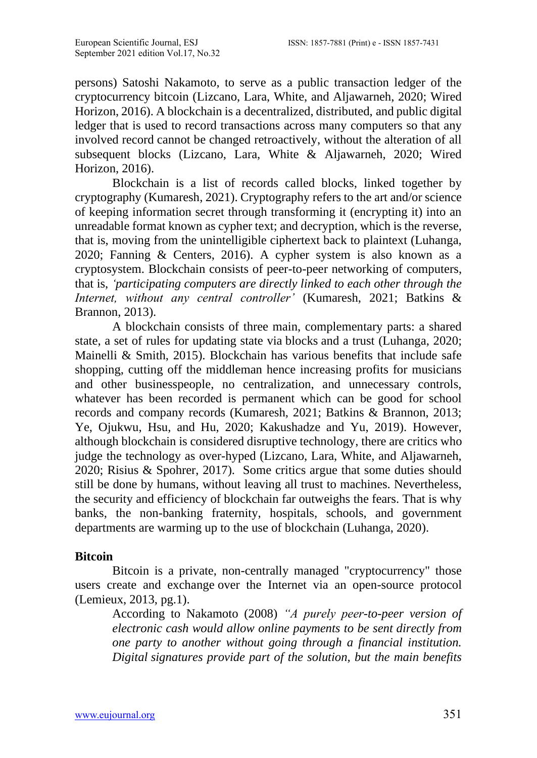persons) Satoshi Nakamoto, to serve as a public transaction ledger of the cryptocurrency bitcoin (Lizcano, Lara, White, and Aljawarneh, 2020; Wired Horizon, 2016). A blockchain is a decentralized, distributed, and public digital ledger that is used to record transactions across many computers so that any involved record cannot be changed retroactively, without the alteration of all subsequent blocks (Lizcano, Lara, White & Aljawarneh, 2020; Wired Horizon, 2016).

Blockchain is a list of records called blocks, linked together by cryptography (Kumaresh, 2021). Cryptography refers to the art and/or science of keeping information secret through transforming it (encrypting it) into an unreadable format known as cypher text; and decryption, which is the reverse, that is, moving from the unintelligible ciphertext back to plaintext (Luhanga, 2020; Fanning & Centers, 2016). A cypher system is also known as a cryptosystem. Blockchain consists of peer-to-peer networking of computers, that is, *'participating computers are directly linked to each other through the Internet, without any central controller'* (Kumaresh, 2021; Batkins & Brannon, 2013).

A blockchain consists of three main, complementary parts: a shared state, a set of rules for updating state via blocks and a trust (Luhanga, 2020; Mainelli & Smith, 2015). Blockchain has various benefits that include safe shopping, cutting off the middleman hence increasing profits for musicians and other businesspeople, no centralization, and unnecessary controls, whatever has been recorded is permanent which can be good for school records and company records (Kumaresh, 2021; Batkins & Brannon, 2013; Ye, Ojukwu, Hsu, and Hu, 2020; Kakushadze and Yu, 2019). However, although blockchain is considered disruptive technology, there are critics who judge the technology as over-hyped (Lizcano, Lara, White, and Aljawarneh, 2020; Risius & Spohrer, 2017). Some critics argue that some duties should still be done by humans, without leaving all trust to machines. Nevertheless, the security and efficiency of blockchain far outweighs the fears. That is why banks, the non-banking fraternity, hospitals, schools, and government departments are warming up to the use of blockchain (Luhanga, 2020).

**Bitcoin**

Bitcoin is a private, non-centrally managed "cryptocurrency" those users create and exchange over the Internet via an open-source protocol (Lemieux, 2013, pg.1).

> According to Nakamoto (2008) *"A purely peer-to-peer version of electronic cash would allow online payments to be sent directly from one party to another without going through a financial institution. Digital signatures provide part of the solution, but the main benefits*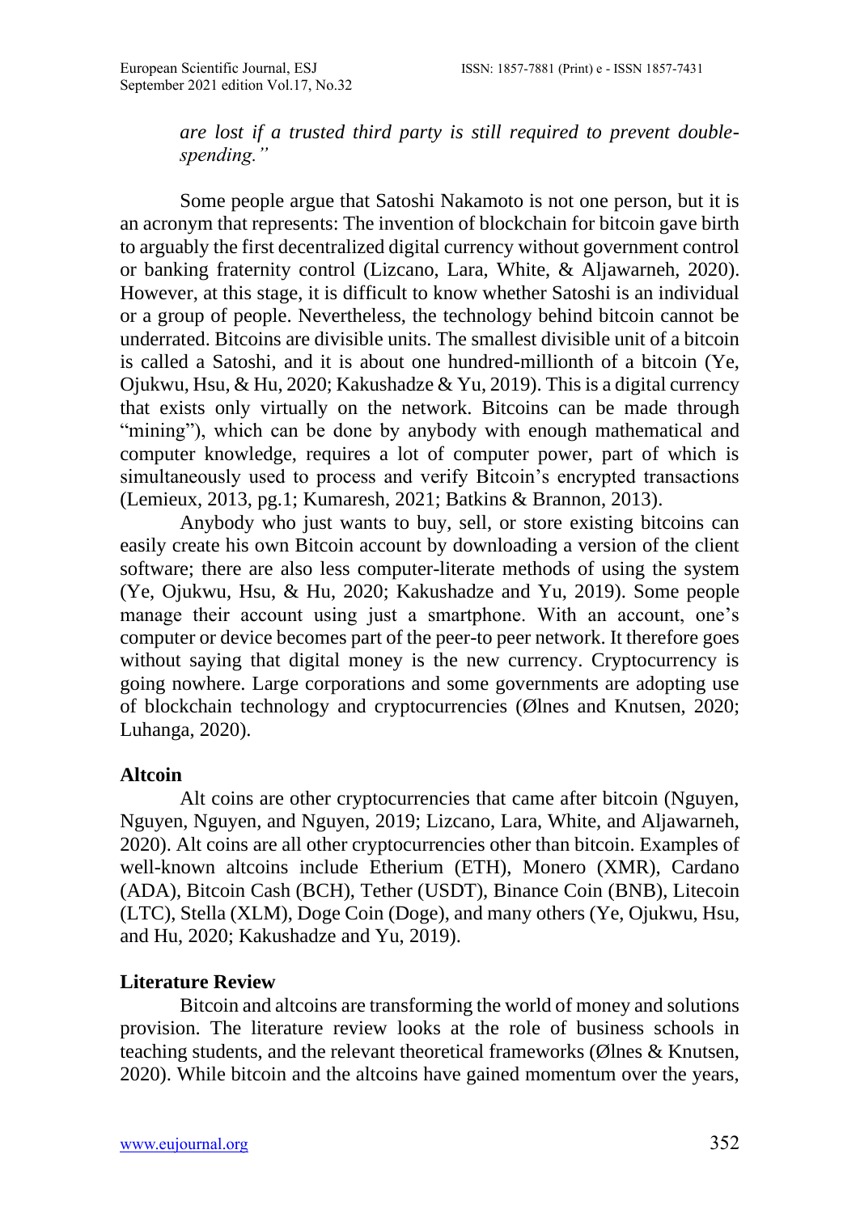*are lost if a trusted third party is still required to prevent double-spending."*

Some people argue that Satoshi Nakamoto is not one person, but it is an acronym that represents: The invention of blockchain for bitcoin gave birth to arguably the first decentralized digital currency without government control or banking fraternity control (Lizcano, Lara, White, & Aljawarneh, 2020). However, at this stage, it is difficult to know whether Satoshi is an individual or a group of people. Nevertheless, the technology behind bitcoin cannot be underrated. Bitcoins are divisible units. The smallest divisible unit of a bitcoin is called a Satoshi, and it is about one hundred-millionth of a bitcoin (Ye, Ojukwu, Hsu, & Hu, 2020; Kakushadze & Yu, 2019). This is a digital currency that exists only virtually on the network. Bitcoins can be made through "mining"), which can be done by anybody with enough mathematical and computer knowledge, requires a lot of computer power, part of which is simultaneously used to process and verify Bitcoin's encrypted transactions (Lemieux, 2013, pg.1; Kumaresh, 2021; Batkins & Brannon, 2013).

Anybody who just wants to buy, sell, or store existing bitcoins can easily create his own Bitcoin account by downloading a version of the client software; there are also less computer-literate methods of using the system (Ye, Ojukwu, Hsu, & Hu, 2020; Kakushadze and Yu, 2019). Some people manage their account using just a smartphone. With an account, one's computer or device becomes part of the peer-to peer network. It therefore goes without saying that digital money is the new currency. Cryptocurrency is going nowhere. Large corporations and some governments are adopting use of blockchain technology and cryptocurrencies (Ølnes and Knutsen, 2020; Luhanga, 2020).

**Altcoin**

Alt coins are other cryptocurrencies that came after bitcoin (Nguyen, Nguyen, Nguyen, and Nguyen, 2019; Lizcano, Lara, White, and Aljawarneh, 2020). Alt coins are all other cryptocurrencies other than bitcoin. Examples of well-known altcoins include Etherium (ETH), Monero (XMR), Cardano (ADA), Bitcoin Cash (BCH), Tether (USDT), Binance Coin (BNB), Litecoin (LTC), Stella (XLM), Doge Coin (Doge), and many others (Ye, Ojukwu, Hsu, and Hu, 2020; Kakushadze and Yu, 2019).

**Literature Review**

Bitcoin and altcoins are transforming the world of money and solutions provision. The literature review looks at the role of business schools in teaching students, and the relevant theoretical frameworks (Ølnes & Knutsen, 2020). While bitcoin and the altcoins have gained momentum over the years,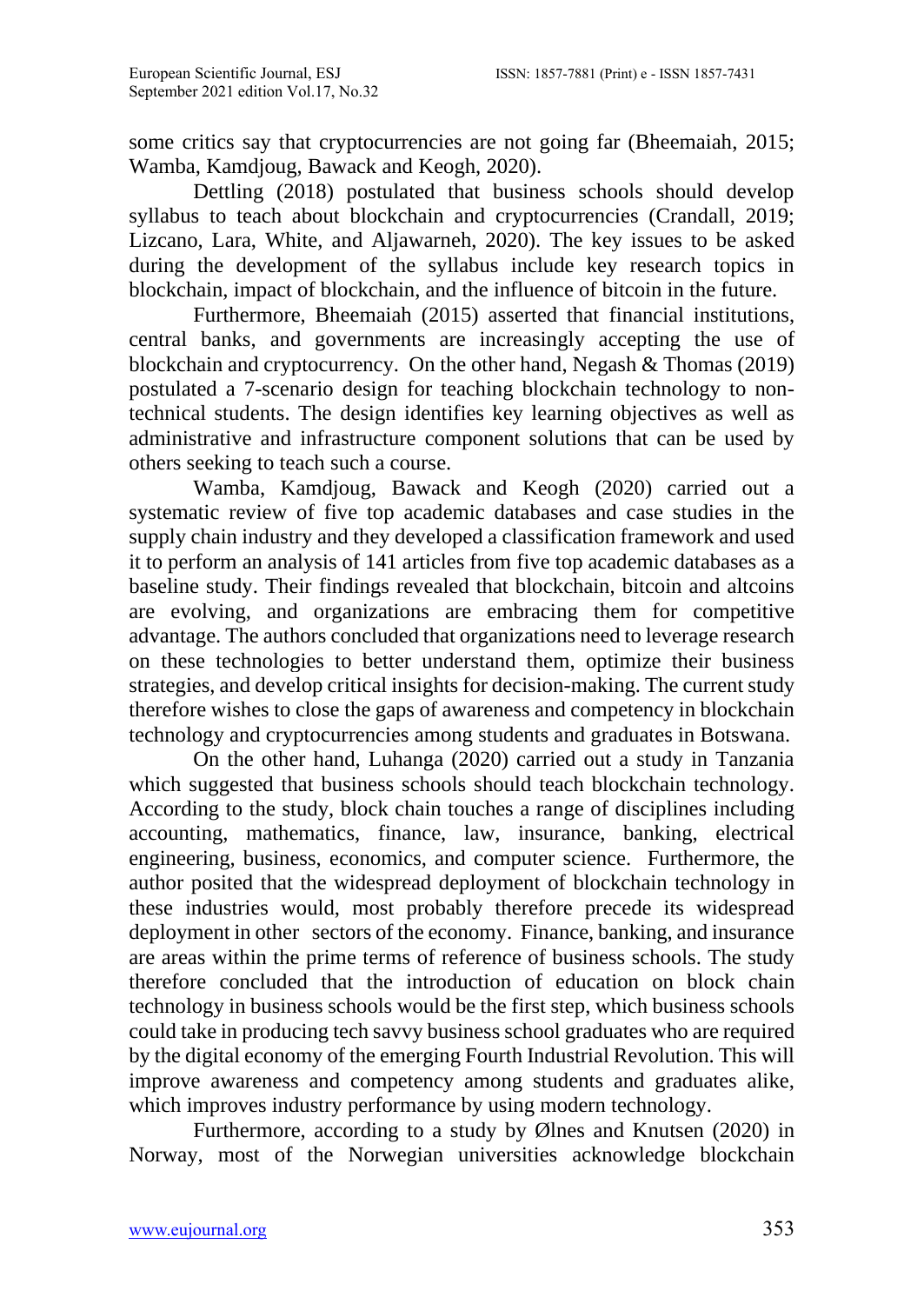some critics say that cryptocurrencies are not going far (Bheemaiah, 2015; Wamba, Kamdjoug, Bawack and Keogh, 2020).

Dettling (2018) postulated that business schools should develop syllabus to teach about blockchain and cryptocurrencies (Crandall, 2019; Lizcano, Lara, White, and Aljawarneh, 2020). The key issues to be asked during the development of the syllabus include key research topics in blockchain, impact of blockchain, and the influence of bitcoin in the future.

Furthermore, Bheemaiah (2015) asserted that financial institutions, central banks, and governments are increasingly accepting the use of blockchain and cryptocurrency. On the other hand, Negash & Thomas (2019) postulated a 7-scenario design for teaching blockchain technology to non-technical students. The design identifies key learning objectives as well as administrative and infrastructure component solutions that can be used by others seeking to teach such a course.

Wamba, Kamdjoug, Bawack and Keogh (2020) carried out a systematic review of five top academic databases and case studies in the supply chain industry and they developed a classification framework and used it to perform an analysis of 141 articles from five top academic databases as a baseline study. Their findings revealed that blockchain, bitcoin and altcoins are evolving, and organizations are embracing them for competitive advantage. The authors concluded that organizations need to leverage research on these technologies to better understand them, optimize their business strategies, and develop critical insights for decision-making. The current study therefore wishes to close the gaps of awareness and competency in blockchain technology and cryptocurrencies among students and graduates in Botswana.

On the other hand, Luhanga (2020) carried out a study in Tanzania which suggested that business schools should teach blockchain technology. According to the study, block chain touches a range of disciplines including accounting, mathematics, finance, law, insurance, banking, electrical engineering, business, economics, and computer science. Furthermore, the author posited that the widespread deployment of blockchain technology in these industries would, most probably therefore precede its widespread deployment in other sectors of the economy. Finance, banking, and insurance are areas within the prime terms of reference of business schools. The study therefore concluded that the introduction of education on block chain technology in business schools would be the first step, which business schools could take in producing tech savvy business school graduates who are required by the digital economy of the emerging Fourth Industrial Revolution. This will improve awareness and competency among students and graduates alike, which improves industry performance by using modern technology.

Furthermore, according to a study by Ølnes and Knutsen (2020) in Norway, most of the Norwegian universities acknowledge blockchain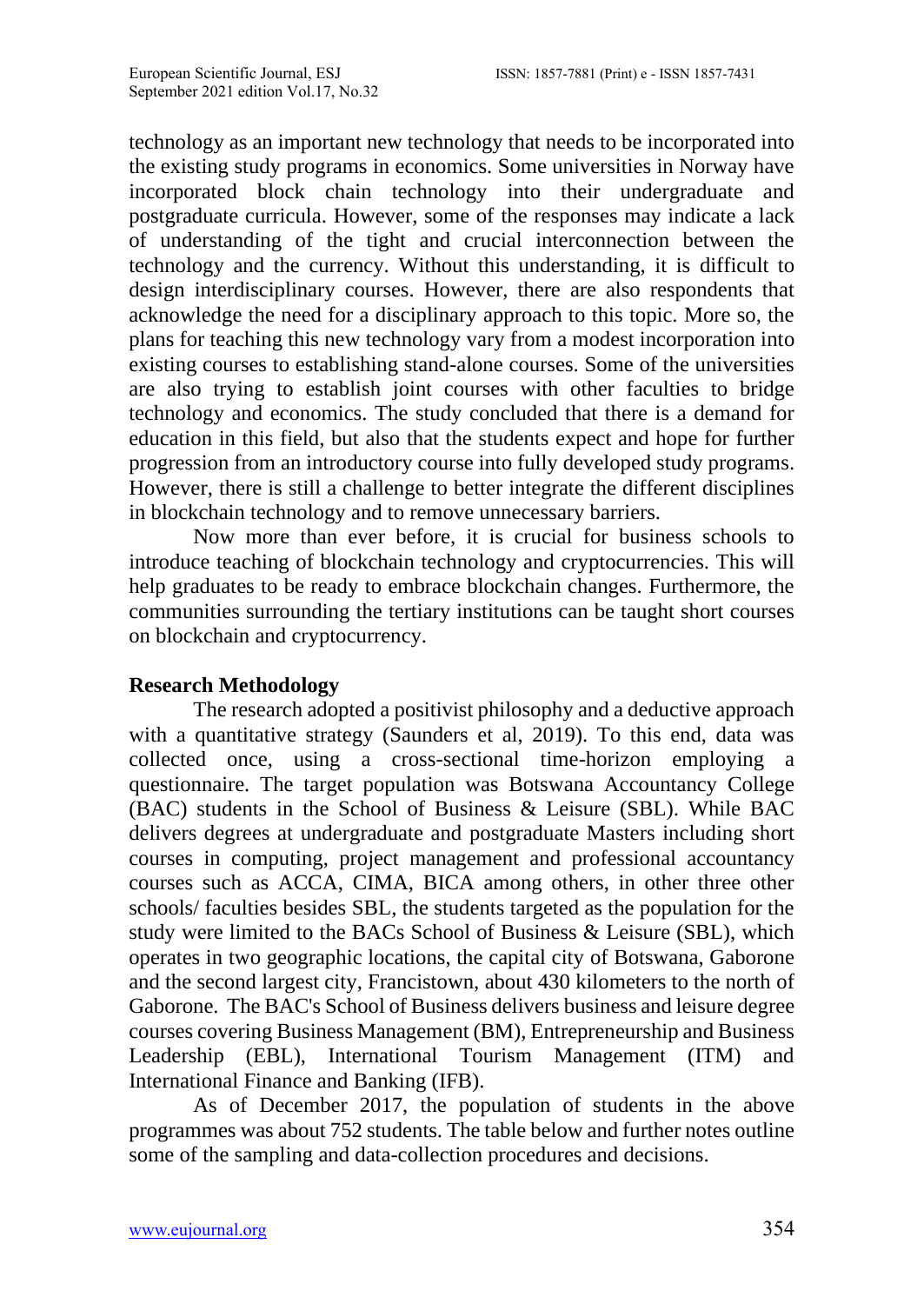technology as an important new technology that needs to be incorporated into the existing study programs in economics. Some universities in Norway have incorporated block chain technology into their undergraduate and postgraduate curricula. However, some of the responses may indicate a lack of understanding of the tight and crucial interconnection between the technology and the currency. Without this understanding, it is difficult to design interdisciplinary courses. However, there are also respondents that acknowledge the need for a disciplinary approach to this topic. More so, the plans for teaching this new technology vary from a modest incorporation into existing courses to establishing stand-alone courses. Some of the universities are also trying to establish joint courses with other faculties to bridge technology and economics. The study concluded that there is a demand for education in this field, but also that the students expect and hope for further progression from an introductory course into fully developed study programs. However, there is still a challenge to better integrate the different disciplines in blockchain technology and to remove unnecessary barriers.

Now more than ever before, it is crucial for business schools to introduce teaching of blockchain technology and cryptocurrencies. This will help graduates to be ready to embrace blockchain changes. Furthermore, the communities surrounding the tertiary institutions can be taught short courses on blockchain and cryptocurrency.

## Research Methodology

The research adopted a positivist philosophy and a deductive approach with a quantitative strategy (Saunders et al, 2019). To this end, data was collected once, using a cross-sectional time-horizon employing a questionnaire. The target population was Botswana Accountancy College (BAC) students in the School of Business & Leisure (SBL). While BAC delivers degrees at undergraduate and postgraduate Masters including short courses in computing, project management and professional accountancy courses such as ACCA, CIMA, BICA among others, in other three other schools/ faculties besides SBL, the students targeted as the population for the study were limited to the BACs School of Business & Leisure (SBL), which operates in two geographic locations, the capital city of Botswana, Gaborone and the second largest city, Francistown, about 430 kilometers to the north of Gaborone. The BAC's School of Business delivers business and leisure degree courses covering Business Management (BM), Entrepreneurship and Business Leadership (EBL), International Tourism Management (ITM) and International Finance and Banking (IFB).

As of December 2017, the population of students in the above programmes was about 752 students. The table below and further notes outline some of the sampling and data-collection procedures and decisions.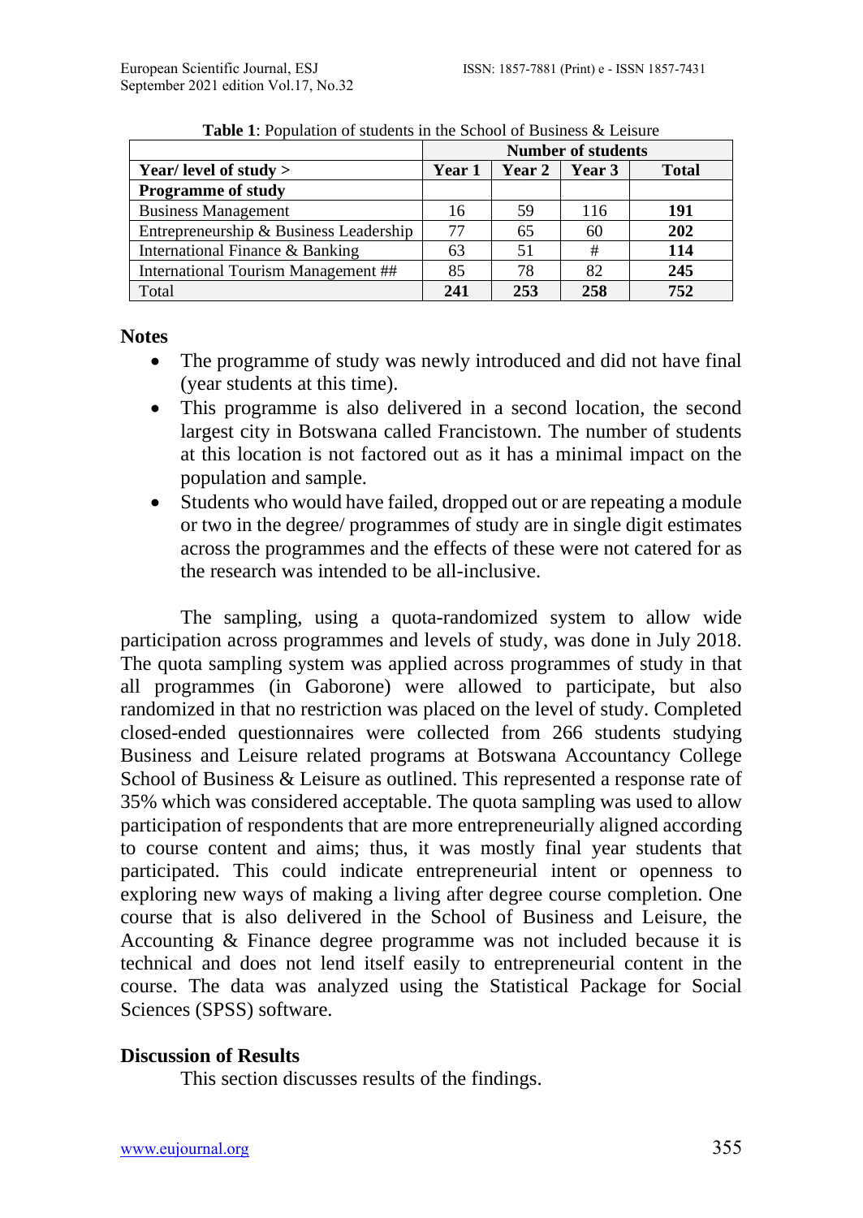**Table 1**: Population of students in the School of Business & Leisure

| | Number of students | | | |
|---|---|---|---|---|
| **Year/ level of study >** | **Year 1** | **Year 2** | **Year 3** | **Total** |
| **Programme of study** | | | | |
| Business Management | 16 | 59 | 116 | **191** |
| Entrepreneurship & Business Leadership | 77 | 65 | 60 | **202** |
| International Finance & Banking | 63 | 51 | # | **114** |
| International Tourism Management ## | 85 | 78 | 82 | **245** |
| Total | **241** | **253** | **258** | **752** |

**Notes**

- The programme of study was newly introduced and did not have final (year students at this time).
- This programme is also delivered in a second location, the second largest city in Botswana called Francistown. The number of students at this location is not factored out as it has a minimal impact on the population and sample.
- Students who would have failed, dropped out or are repeating a module or two in the degree/ programmes of study are in single digit estimates across the programmes and the effects of these were not catered for as the research was intended to be all-inclusive.

The sampling, using a quota-randomized system to allow wide participation across programmes and levels of study, was done in July 2018. The quota sampling system was applied across programmes of study in that all programmes (in Gaborone) were allowed to participate, but also randomized in that no restriction was placed on the level of study. Completed closed-ended questionnaires were collected from 266 students studying Business and Leisure related programs at Botswana Accountancy College School of Business & Leisure as outlined. This represented a response rate of 35% which was considered acceptable. The quota sampling was used to allow participation of respondents that are more entrepreneurially aligned according to course content and aims; thus, it was mostly final year students that participated. This could indicate entrepreneurial intent or openness to exploring new ways of making a living after degree course completion. One course that is also delivered in the School of Business and Leisure, the Accounting & Finance degree programme was not included because it is technical and does not lend itself easily to entrepreneurial content in the course. The data was analyzed using the Statistical Package for Social Sciences (SPSS) software.

## Discussion of Results

This section discusses results of the findings.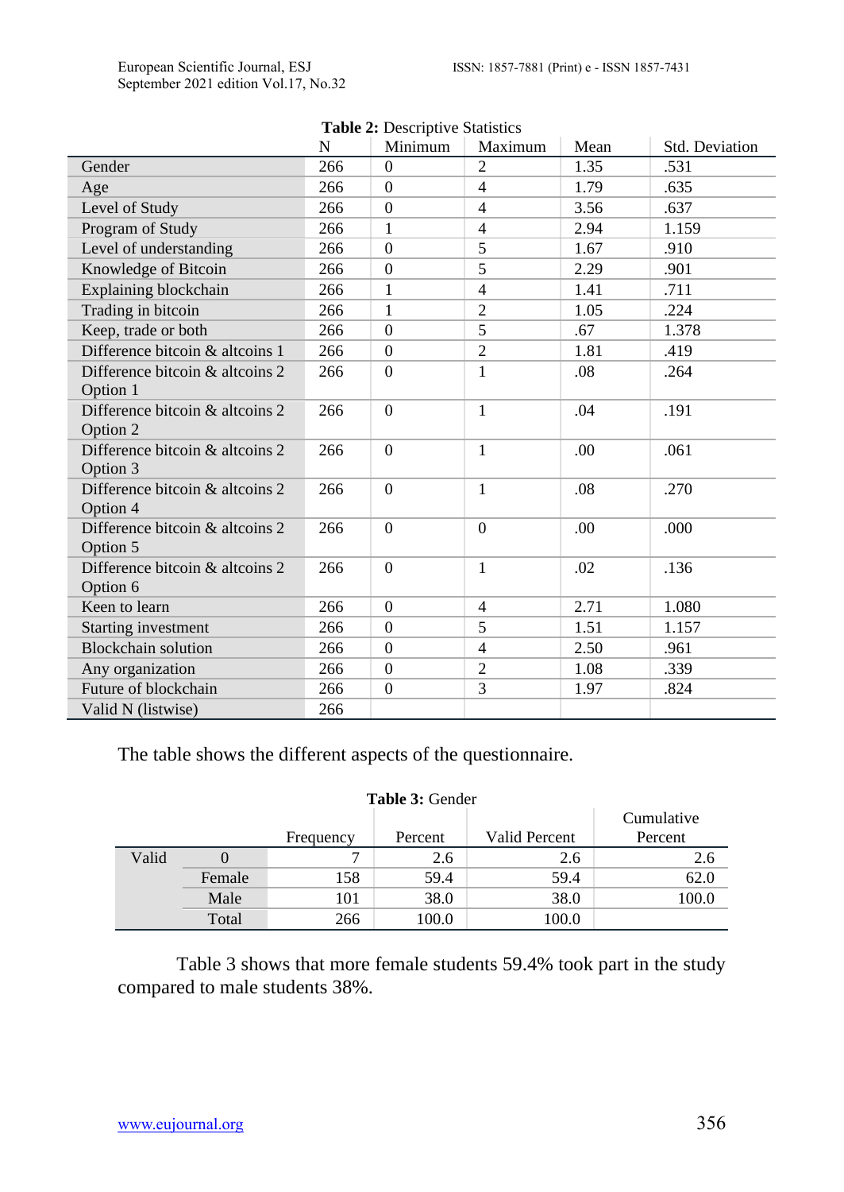**Table 2:** Descriptive Statistics

| | N | Minimum | Maximum | Mean | Std. Deviation |
|---|---|---|---|---|---|
| Gender | 266 | 0 | 2 | 1.35 | .531 |
| Age | 266 | 0 | 4 | 1.79 | .635 |
| Level of Study | 266 | 0 | 4 | 3.56 | .637 |
| Program of Study | 266 | 1 | 4 | 2.94 | 1.159 |
| Level of understanding | 266 | 0 | 5 | 1.67 | .910 |
| Knowledge of Bitcoin | 266 | 0 | 5 | 2.29 | .901 |
| Explaining blockchain | 266 | 1 | 4 | 1.41 | .711 |
| Trading in bitcoin | 266 | 1 | 2 | 1.05 | .224 |
| Keep, trade or both | 266 | 0 | 5 | .67 | 1.378 |
| Difference bitcoin & altcoins 1 | 266 | 0 | 2 | 1.81 | .419 |
| Difference bitcoin & altcoins 2 Option 1 | 266 | 0 | 1 | .08 | .264 |
| Difference bitcoin & altcoins 2 Option 2 | 266 | 0 | 1 | .04 | .191 |
| Difference bitcoin & altcoins 2 Option 3 | 266 | 0 | 1 | .00 | .061 |
| Difference bitcoin & altcoins 2 Option 4 | 266 | 0 | 1 | .08 | .270 |
| Difference bitcoin & altcoins 2 Option 5 | 266 | 0 | 0 | .00 | .000 |
| Difference bitcoin & altcoins 2 Option 6 | 266 | 0 | 1 | .02 | .136 |
| Keen to learn | 266 | 0 | 4 | 2.71 | 1.080 |
| Starting investment | 266 | 0 | 5 | 1.51 | 1.157 |
| Blockchain solution | 266 | 0 | 4 | 2.50 | .961 |
| Any organization | 266 | 0 | 2 | 1.08 | .339 |
| Future of blockchain | 266 | 0 | 3 | 1.97 | .824 |
| Valid N (listwise) | 266 | | | | |

The table shows the different aspects of the questionnaire.

**Table 3:** Gender

| | | Frequency | Percent | Valid Percent | Cumulative Percent |
|---|---|---|---|---|---|
| Valid | 0 | 7 | 2.6 | 2.6 | 2.6 |
| | Female | 158 | 59.4 | 59.4 | 62.0 |
| | Male | 101 | 38.0 | 38.0 | 100.0 |
| | Total | 266 | 100.0 | 100.0 | |

Table 3 shows that more female students 59.4% took part in the study compared to male students 38%.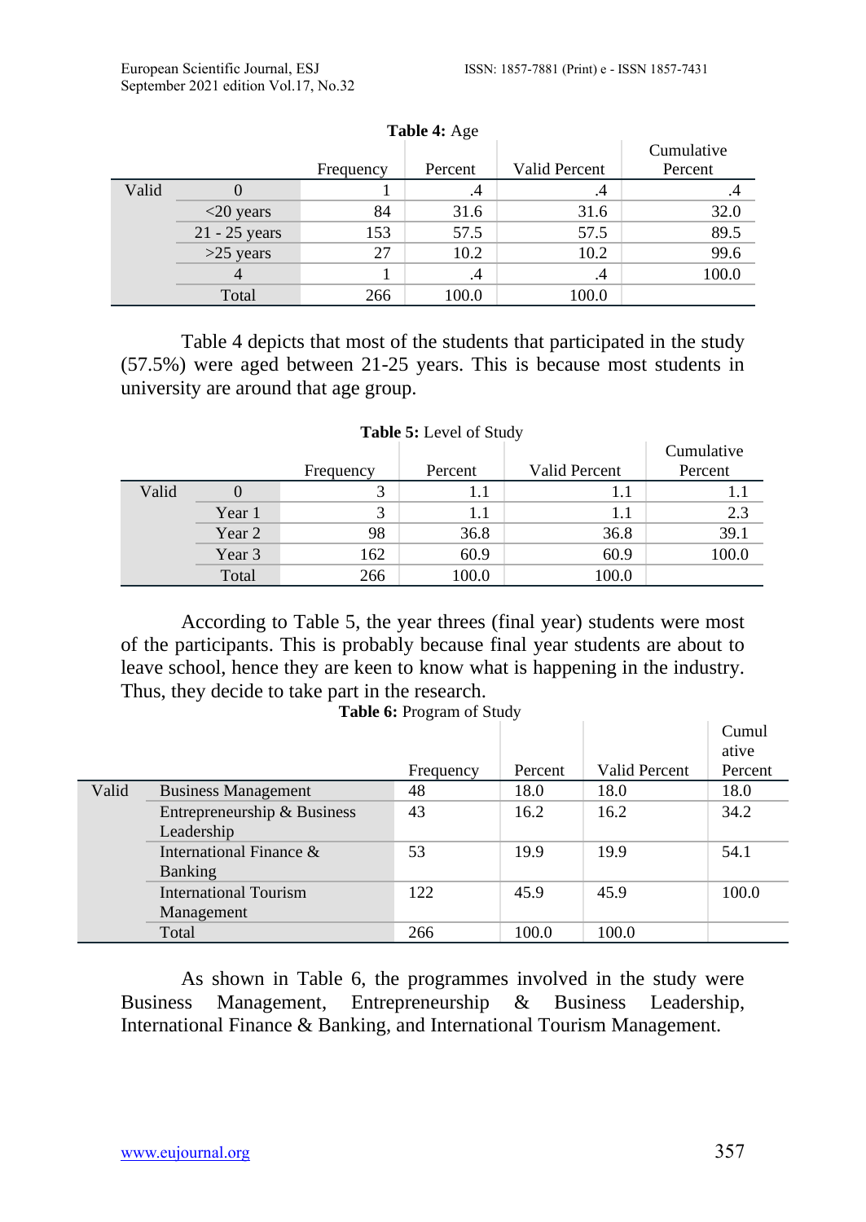**Table 4:** Age

| | | Frequency | Percent | Valid Percent | Cumulative Percent |
|---|---|---|---|---|---|
| Valid | 0 | 1 | .4 | .4 | .4 |
| | <20 years | 84 | 31.6 | 31.6 | 32.0 |
| | 21 - 25 years | 153 | 57.5 | 57.5 | 89.5 |
| | >25 years | 27 | 10.2 | 10.2 | 99.6 |
| | 4 | 1 | .4 | .4 | 100.0 |
| | Total | 266 | 100.0 | 100.0 | |

Table 4 depicts that most of the students that participated in the study (57.5%) were aged between 21-25 years. This is because most students in university are around that age group.

**Table 5:** Level of Study

| | | Frequency | Percent | Valid Percent | Cumulative Percent |
|---|---|---|---|---|---|
| Valid | 0 | 3 | 1.1 | 1.1 | 1.1 |
| | Year 1 | 3 | 1.1 | 1.1 | 2.3 |
| | Year 2 | 98 | 36.8 | 36.8 | 39.1 |
| | Year 3 | 162 | 60.9 | 60.9 | 100.0 |
| | Total | 266 | 100.0 | 100.0 | |

According to Table 5, the year threes (final year) students were most of the participants. This is probably because final year students are about to leave school, hence they are keen to know what is happening in the industry. Thus, they decide to take part in the research.

**Table 6:** Program of Study

| | | Frequency | Percent | Valid Percent | Cumulative Percent |
|---|---|---|---|---|---|
| Valid | Business Management | 48 | 18.0 | 18.0 | 18.0 |
| | Entrepreneurship & Business Leadership | 43 | 16.2 | 16.2 | 34.2 |
| | International Finance & Banking | 53 | 19.9 | 19.9 | 54.1 |
| | International Tourism Management | 122 | 45.9 | 45.9 | 100.0 |
| | Total | 266 | 100.0 | 100.0 | |

As shown in Table 6, the programmes involved in the study were Business Management, Entrepreneurship & Business Leadership, International Finance & Banking, and International Tourism Management.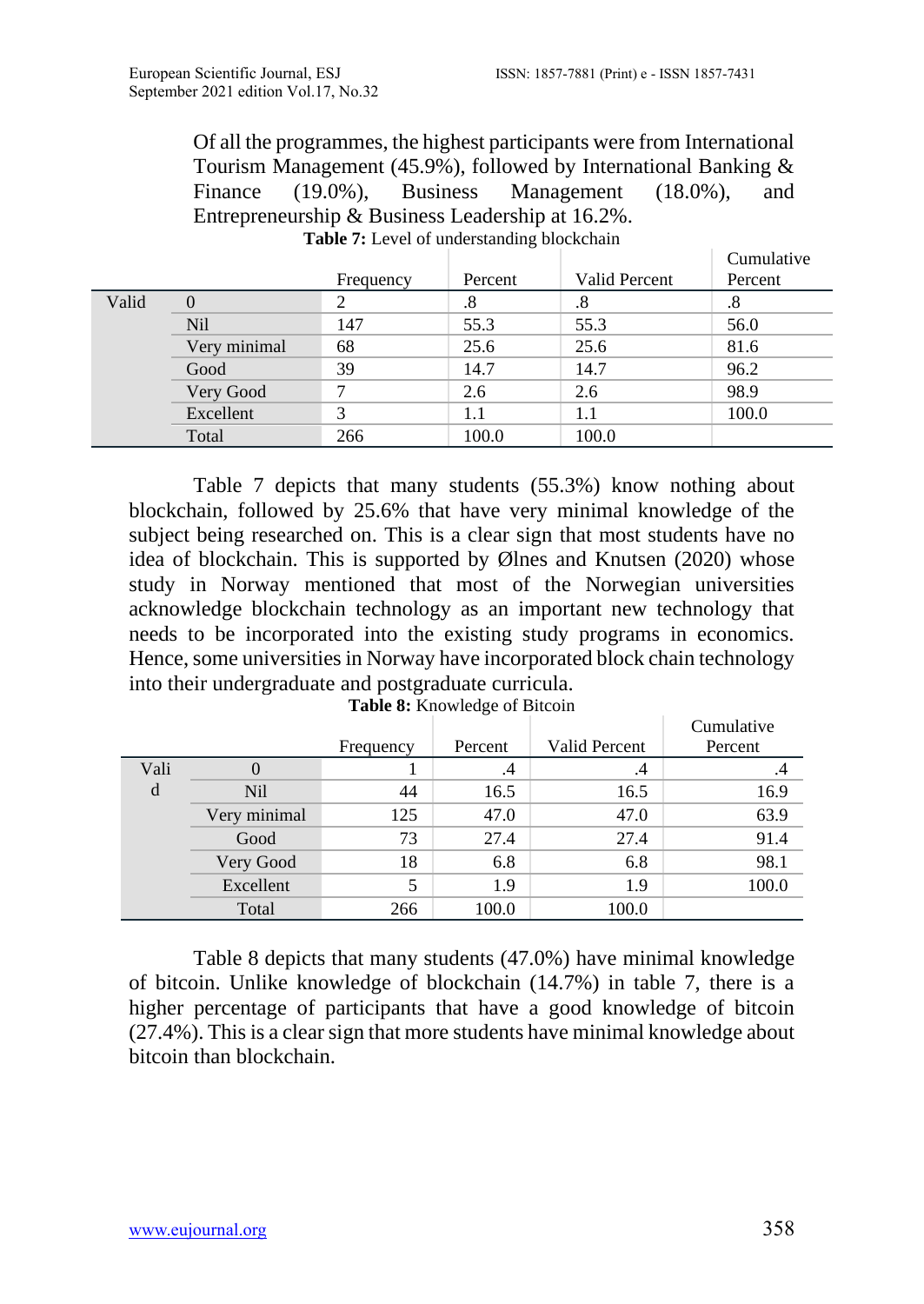Of all the programmes, the highest participants were from International Tourism Management (45.9%), followed by International Banking & Finance (19.0%), Business Management (18.0%), and Entrepreneurship & Business Leadership at 16.2%.

**Table 7:** Level of understanding blockchain

| | | Frequency | Percent | Valid Percent | Cumulative Percent |
|---|---|---|---|---|---|
| Valid | 0 | 2 | .8 | .8 | .8 |
| | Nil | 147 | 55.3 | 55.3 | 56.0 |
| | Very minimal | 68 | 25.6 | 25.6 | 81.6 |
| | Good | 39 | 14.7 | 14.7 | 96.2 |
| | Very Good | 7 | 2.6 | 2.6 | 98.9 |
| | Excellent | 3 | 1.1 | 1.1 | 100.0 |
| | Total | 266 | 100.0 | 100.0 | |

Table 7 depicts that many students (55.3%) know nothing about blockchain, followed by 25.6% that have very minimal knowledge of the subject being researched on. This is a clear sign that most students have no idea of blockchain. This is supported by Ølnes and Knutsen (2020) whose study in Norway mentioned that most of the Norwegian universities acknowledge blockchain technology as an important new technology that needs to be incorporated into the existing study programs in economics. Hence, some universities in Norway have incorporated block chain technology into their undergraduate and postgraduate curricula.

**Table 8:** Knowledge of Bitcoin

| | | Frequency | Percent | Valid Percent | Cumulative Percent |
|---|---|---|---|---|---|
| Valid | 0 | 1 | .4 | .4 | .4 |
| | Nil | 44 | 16.5 | 16.5 | 16.9 |
| | Very minimal | 125 | 47.0 | 47.0 | 63.9 |
| | Good | 73 | 27.4 | 27.4 | 91.4 |
| | Very Good | 18 | 6.8 | 6.8 | 98.1 |
| | Excellent | 5 | 1.9 | 1.9 | 100.0 |
| | Total | 266 | 100.0 | 100.0 | |

Table 8 depicts that many students (47.0%) have minimal knowledge of bitcoin. Unlike knowledge of blockchain (14.7%) in table 7, there is a higher percentage of participants that have a good knowledge of bitcoin (27.4%). This is a clear sign that more students have minimal knowledge about bitcoin than blockchain.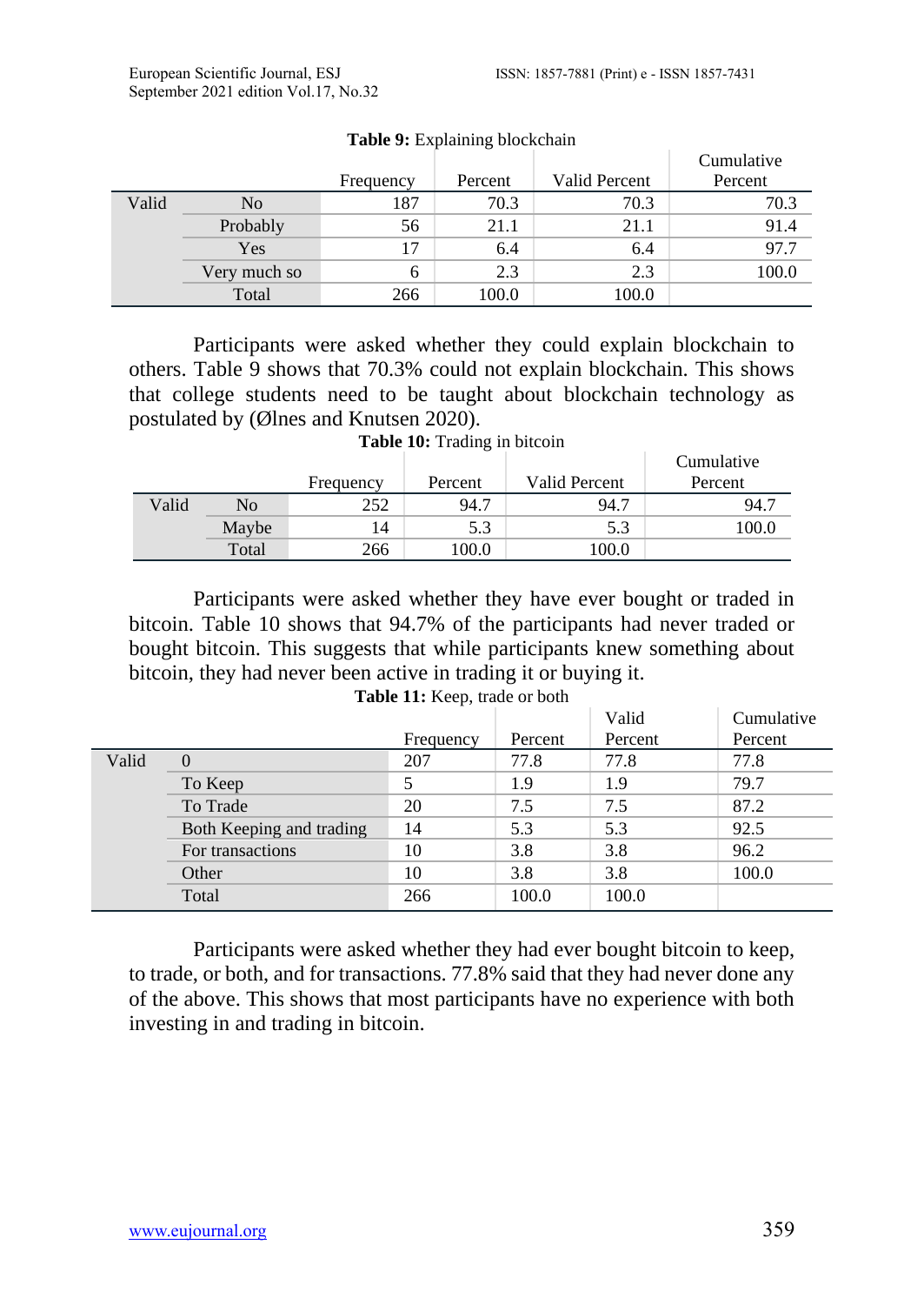**Table 9:** Explaining blockchain

| | | Frequency | Percent | Valid Percent | Cumulative Percent |
|---|---|---|---|---|---|
| Valid | No | 187 | 70.3 | 70.3 | 70.3 |
| | Probably | 56 | 21.1 | 21.1 | 91.4 |
| | Yes | 17 | 6.4 | 6.4 | 97.7 |
| | Very much so | 6 | 2.3 | 2.3 | 100.0 |
| | Total | 266 | 100.0 | 100.0 | |

Participants were asked whether they could explain blockchain to others. Table 9 shows that 70.3% could not explain blockchain. This shows that college students need to be taught about blockchain technology as postulated by (Ølnes and Knutsen 2020).

**Table 10:** Trading in bitcoin

| | | Frequency | Percent | Valid Percent | Cumulative Percent |
|---|---|---|---|---|---|
| Valid | No | 252 | 94.7 | 94.7 | 94.7 |
| | Maybe | 14 | 5.3 | 5.3 | 100.0 |
| | Total | 266 | 100.0 | 100.0 | |

Participants were asked whether they have ever bought or traded in bitcoin. Table 10 shows that 94.7% of the participants had never traded or bought bitcoin. This suggests that while participants knew something about bitcoin, they had never been active in trading it or buying it.

**Table 11:** Keep, trade or both

| | | Frequency | Percent | Valid Percent | Cumulative Percent |
|---|---|---|---|---|---|
| Valid | 0 | 207 | 77.8 | 77.8 | 77.8 |
| | To Keep | 5 | 1.9 | 1.9 | 79.7 |
| | To Trade | 20 | 7.5 | 7.5 | 87.2 |
| | Both Keeping and trading | 14 | 5.3 | 5.3 | 92.5 |
| | For transactions | 10 | 3.8 | 3.8 | 96.2 |
| | Other | 10 | 3.8 | 3.8 | 100.0 |
| | Total | 266 | 100.0 | 100.0 | |

Participants were asked whether they had ever bought bitcoin to keep, to trade, or both, and for transactions. 77.8% said that they had never done any of the above. This shows that most participants have no experience with both investing in and trading in bitcoin.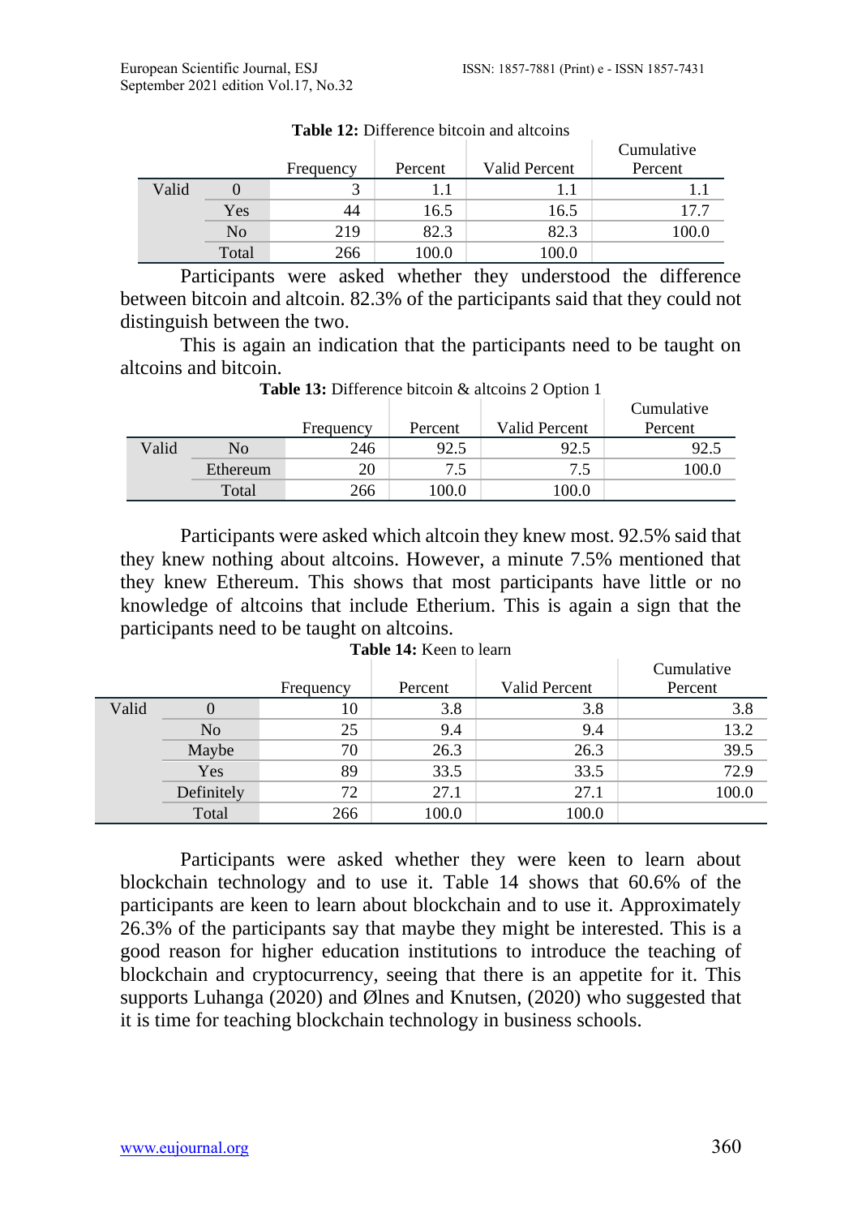**Table 12:** Difference bitcoin and altcoins

| | | Frequency | Percent | Valid Percent | Cumulative Percent |
|---|---|---|---|---|---|
| Valid | 0 | 3 | 1.1 | 1.1 | 1.1 |
| | Yes | 44 | 16.5 | 16.5 | 17.7 |
| | No | 219 | 82.3 | 82.3 | 100.0 |
| | Total | 266 | 100.0 | 100.0 | |

Participants were asked whether they understood the difference between bitcoin and altcoin. 82.3% of the participants said that they could not distinguish between the two.

This is again an indication that the participants need to be taught on altcoins and bitcoin.

**Table 13:** Difference bitcoin & altcoins 2 Option 1

| | | Frequency | Percent | Valid Percent | Cumulative Percent |
|---|---|---|---|---|---|
| Valid | No | 246 | 92.5 | 92.5 | 92.5 |
| | Ethereum | 20 | 7.5 | 7.5 | 100.0 |
| | Total | 266 | 100.0 | 100.0 | |

Participants were asked which altcoin they knew most. 92.5% said that they knew nothing about altcoins. However, a minute 7.5% mentioned that they knew Ethereum. This shows that most participants have little or no knowledge of altcoins that include Etherium. This is again a sign that the participants need to be taught on altcoins.

**Table 14:** Keen to learn

| | | Frequency | Percent | Valid Percent | Cumulative Percent |
|---|---|---|---|---|---|
| Valid | 0 | 10 | 3.8 | 3.8 | 3.8 |
| | No | 25 | 9.4 | 9.4 | 13.2 |
| | Maybe | 70 | 26.3 | 26.3 | 39.5 |
| | Yes | 89 | 33.5 | 33.5 | 72.9 |
| | Definitely | 72 | 27.1 | 27.1 | 100.0 |
| | Total | 266 | 100.0 | 100.0 | |

Participants were asked whether they were keen to learn about blockchain technology and to use it. Table 14 shows that 60.6% of the participants are keen to learn about blockchain and to use it. Approximately 26.3% of the participants say that maybe they might be interested. This is a good reason for higher education institutions to introduce the teaching of blockchain and cryptocurrency, seeing that there is an appetite for it. This supports Luhanga (2020) and Ølnes and Knutsen, (2020) who suggested that it is time for teaching blockchain technology in business schools.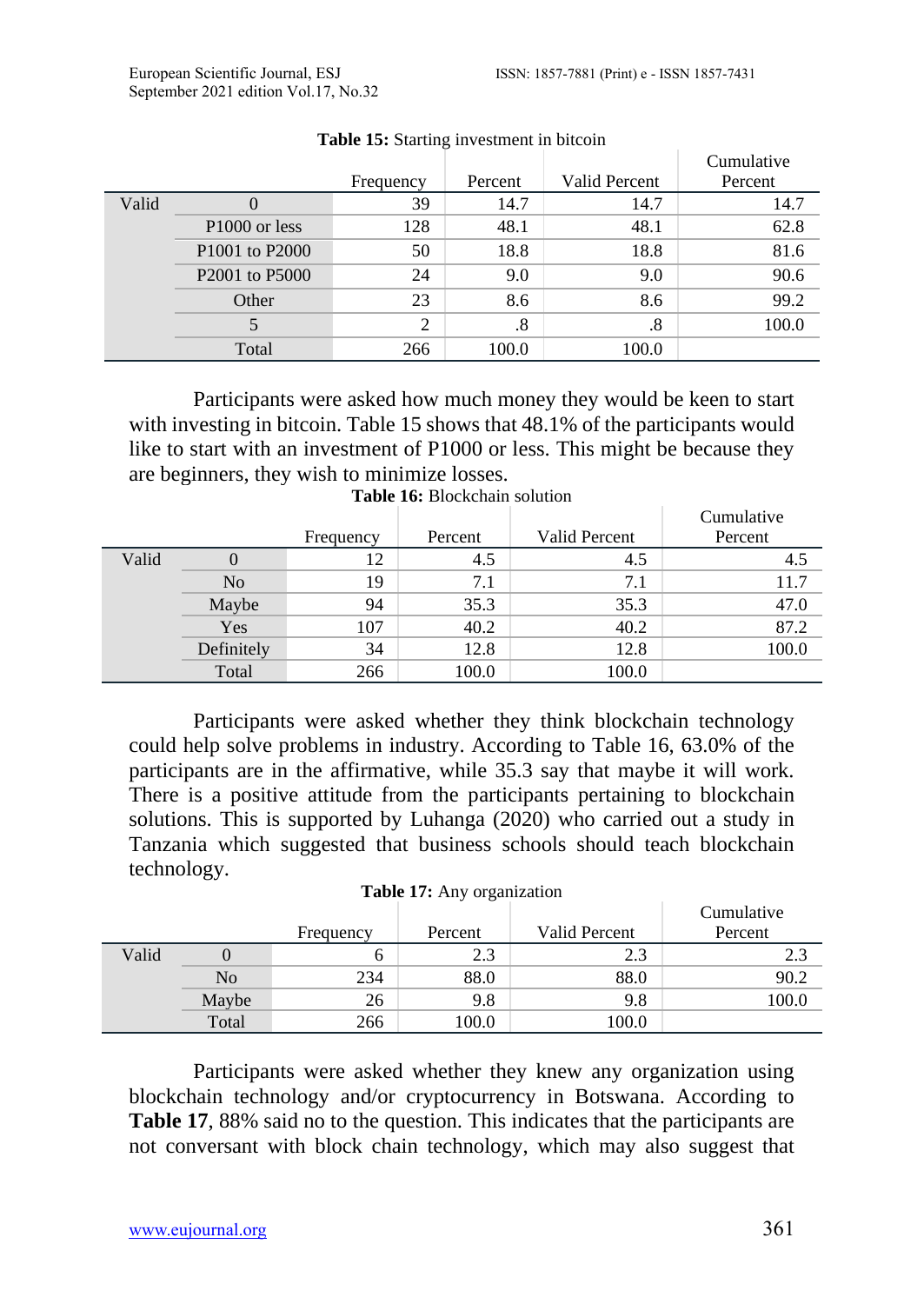**Table 15:** Starting investment in bitcoin

| | | Frequency | Percent | Valid Percent | Cumulative Percent |
|---|---|---|---|---|---|
| Valid | 0 | 39 | 14.7 | 14.7 | 14.7 |
| | P1000 or less | 128 | 48.1 | 48.1 | 62.8 |
| | P1001 to P2000 | 50 | 18.8 | 18.8 | 81.6 |
| | P2001 to P5000 | 24 | 9.0 | 9.0 | 90.6 |
| | Other | 23 | 8.6 | 8.6 | 99.2 |
| | 5 | 2 | .8 | .8 | 100.0 |
| | Total | 266 | 100.0 | 100.0 | |

Participants were asked how much money they would be keen to start with investing in bitcoin. Table 15 shows that 48.1% of the participants would like to start with an investment of P1000 or less. This might be because they are beginners, they wish to minimize losses.

**Table 16:** Blockchain solution

| | | Frequency | Percent | Valid Percent | Cumulative Percent |
|---|---|---|---|---|---|
| Valid | 0 | 12 | 4.5 | 4.5 | 4.5 |
| | No | 19 | 7.1 | 7.1 | 11.7 |
| | Maybe | 94 | 35.3 | 35.3 | 47.0 |
| | Yes | 107 | 40.2 | 40.2 | 87.2 |
| | Definitely | 34 | 12.8 | 12.8 | 100.0 |
| | Total | 266 | 100.0 | 100.0 | |

Participants were asked whether they think blockchain technology could help solve problems in industry. According to Table 16, 63.0% of the participants are in the affirmative, while 35.3 say that maybe it will work. There is a positive attitude from the participants pertaining to blockchain solutions. This is supported by Luhanga (2020) who carried out a study in Tanzania which suggested that business schools should teach blockchain technology.

**Table 17:** Any organization

| | | Frequency | Percent | Valid Percent | Cumulative Percent |
|---|---|---|---|---|---|
| Valid | 0 | 6 | 2.3 | 2.3 | 2.3 |
| | No | 234 | 88.0 | 88.0 | 90.2 |
| | Maybe | 26 | 9.8 | 9.8 | 100.0 |
| | Total | 266 | 100.0 | 100.0 | |

Participants were asked whether they knew any organization using blockchain technology and/or cryptocurrency in Botswana. According to **Table 17**, 88% said no to the question. This indicates that the participants are not conversant with block chain technology, which may also suggest that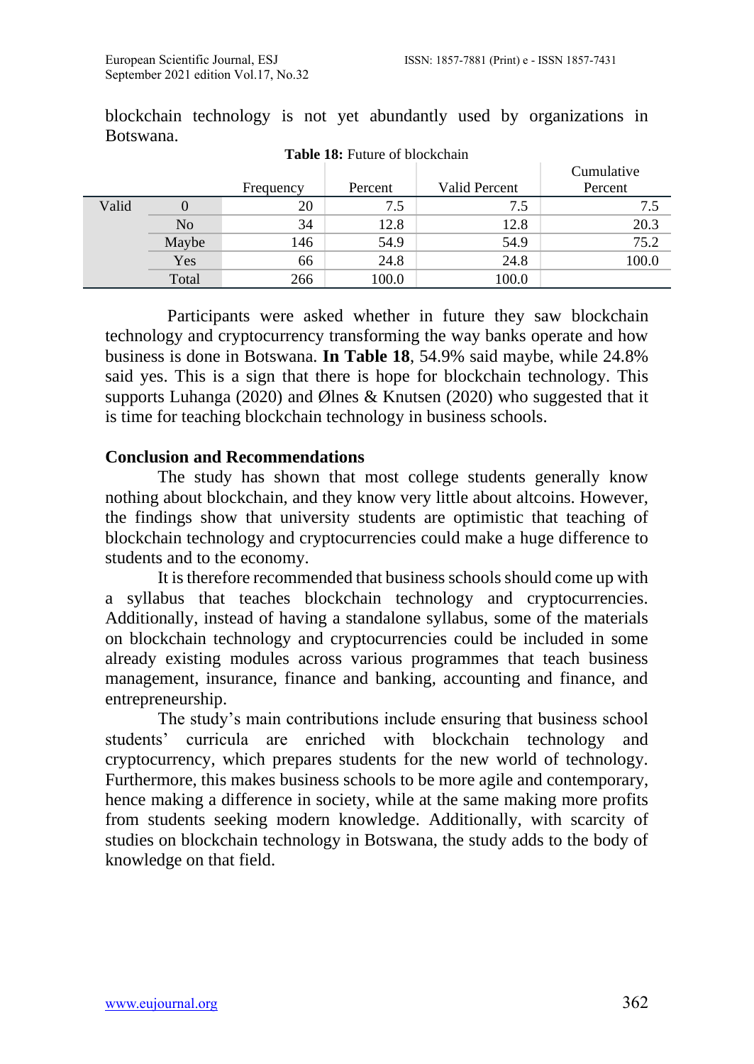blockchain technology is not yet abundantly used by organizations in Botswana.

**Table 18:** Future of blockchain

| | | Frequency | Percent | Valid Percent | Cumulative Percent |
|---|---|---|---|---|---|
| Valid | 0 | 20 | 7.5 | 7.5 | 7.5 |
| | No | 34 | 12.8 | 12.8 | 20.3 |
| | Maybe | 146 | 54.9 | 54.9 | 75.2 |
| | Yes | 66 | 24.8 | 24.8 | 100.0 |
| | Total | 266 | 100.0 | 100.0 | |

Participants were asked whether in future they saw blockchain technology and cryptocurrency transforming the way banks operate and how business is done in Botswana. **In Table 18**, 54.9% said maybe, while 24.8% said yes. This is a sign that there is hope for blockchain technology. This supports Luhanga (2020) and Ølnes & Knutsen (2020) who suggested that it is time for teaching blockchain technology in business schools.

## Conclusion and Recommendations

The study has shown that most college students generally know nothing about blockchain, and they know very little about altcoins. However, the findings show that university students are optimistic that teaching of blockchain technology and cryptocurrencies could make a huge difference to students and to the economy.

It is therefore recommended that business schools should come up with a syllabus that teaches blockchain technology and cryptocurrencies. Additionally, instead of having a standalone syllabus, some of the materials on blockchain technology and cryptocurrencies could be included in some already existing modules across various programmes that teach business management, insurance, finance and banking, accounting and finance, and entrepreneurship.

The study's main contributions include ensuring that business school students' curricula are enriched with blockchain technology and cryptocurrency, which prepares students for the new world of technology. Furthermore, this makes business schools to be more agile and contemporary, hence making a difference in society, while at the same making more profits from students seeking modern knowledge. Additionally, with scarcity of studies on blockchain technology in Botswana, the study adds to the body of knowledge on that field.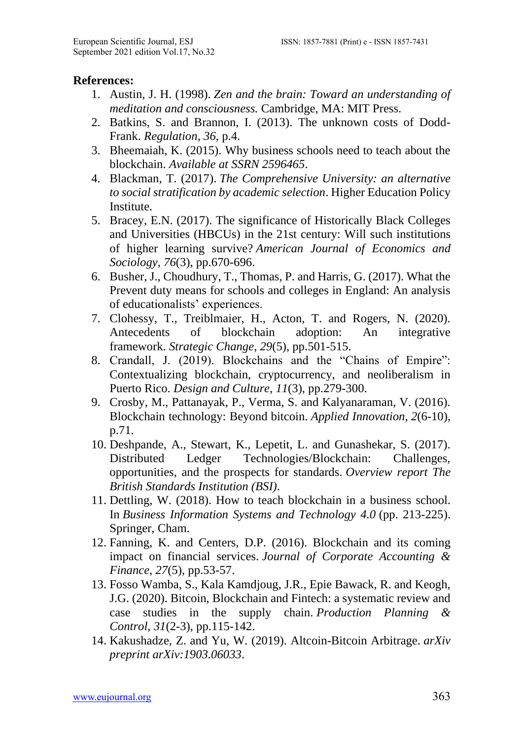**References:**

1. Austin, J. H. (1998). *Zen and the brain: Toward an understanding of meditation and consciousness.* Cambridge, MA: MIT Press.
2. Batkins, S. and Brannon, I. (2013). The unknown costs of Dodd-Frank. *Regulation*, *36*, p.4.
3. Bheemaiah, K. (2015). Why business schools need to teach about the blockchain. *Available at SSRN 2596465*.
4. Blackman, T. (2017). *The Comprehensive University: an alternative to social stratification by academic selection*. Higher Education Policy Institute.
5. Bracey, E.N. (2017). The significance of Historically Black Colleges and Universities (HBCUs) in the 21st century: Will such institutions of higher learning survive? *American Journal of Economics and Sociology*, *76*(3), pp.670-696.
6. Busher, J., Choudhury, T., Thomas, P. and Harris, G. (2017). What the Prevent duty means for schools and colleges in England: An analysis of educationalists' experiences.
7. Clohessy, T., Treiblmaier, H., Acton, T. and Rogers, N. (2020). Antecedents of blockchain adoption: An integrative framework. *Strategic Change*, *29*(5), pp.501-515.
8. Crandall, J. (2019). Blockchains and the "Chains of Empire": Contextualizing blockchain, cryptocurrency, and neoliberalism in Puerto Rico. *Design and Culture*, *11*(3), pp.279-300.
9. Crosby, M., Pattanayak, P., Verma, S. and Kalyanaraman, V. (2016). Blockchain technology: Beyond bitcoin. *Applied Innovation*, *2*(6-10), p.71.
10. Deshpande, A., Stewart, K., Lepetit, L. and Gunashekar, S. (2017). Distributed Ledger Technologies/Blockchain: Challenges, opportunities, and the prospects for standards. *Overview report The British Standards Institution (BSI)*.
11. Dettling, W. (2018). How to teach blockchain in a business school. In *Business Information Systems and Technology 4.0* (pp. 213-225). Springer, Cham.
12. Fanning, K. and Centers, D.P. (2016). Blockchain and its coming impact on financial services. *Journal of Corporate Accounting & Finance*, *27*(5), pp.53-57.
13. Fosso Wamba, S., Kala Kamdjoug, J.R., Epie Bawack, R. and Keogh, J.G. (2020). Bitcoin, Blockchain and Fintech: a systematic review and case studies in the supply chain. *Production Planning & Control*, *31*(2-3), pp.115-142.
14. Kakushadze, Z. and Yu, W. (2019). Altcoin-Bitcoin Arbitrage. *arXiv preprint arXiv:1903.06033*.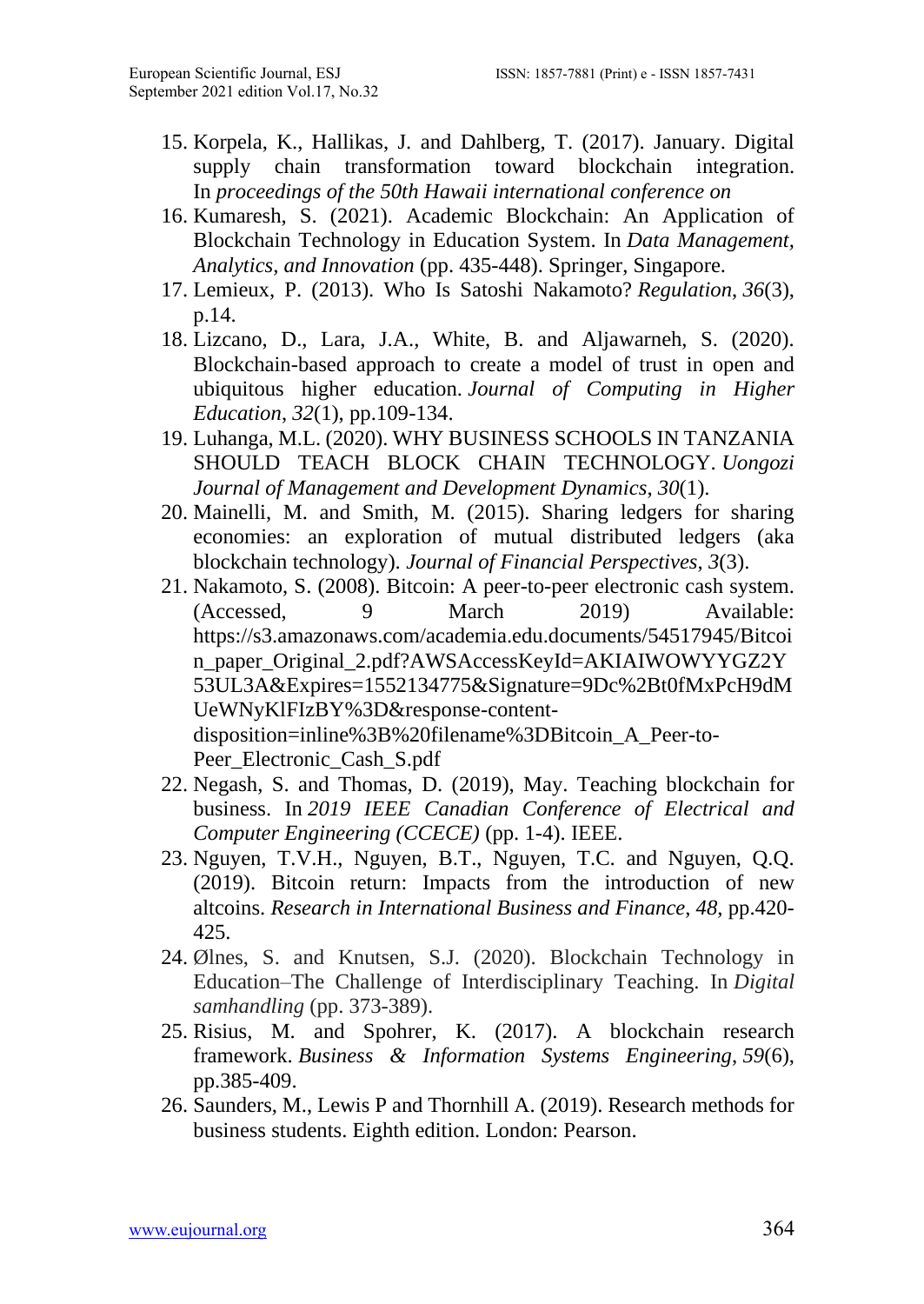15. Korpela, K., Hallikas, J. and Dahlberg, T. (2017). January. Digital supply chain transformation toward blockchain integration. In *proceedings of the 50th Hawaii international conference on*
16. Kumaresh, S. (2021). Academic Blockchain: An Application of Blockchain Technology in Education System. In *Data Management, Analytics, and Innovation* (pp. 435-448). Springer, Singapore.
17. Lemieux, P. (2013). Who Is Satoshi Nakamoto? *Regulation*, *36*(3), p.14.
18. Lizcano, D., Lara, J.A., White, B. and Aljawarneh, S. (2020). Blockchain-based approach to create a model of trust in open and ubiquitous higher education. *Journal of Computing in Higher Education*, *32*(1), pp.109-134.
19. Luhanga, M.L. (2020). WHY BUSINESS SCHOOLS IN TANZANIA SHOULD TEACH BLOCK CHAIN TECHNOLOGY. *Uongozi Journal of Management and Development Dynamics*, *30*(1).
20. Mainelli, M. and Smith, M. (2015). Sharing ledgers for sharing economies: an exploration of mutual distributed ledgers (aka blockchain technology). *Journal of Financial Perspectives*, *3*(3).
21. Nakamoto, S. (2008). Bitcoin: A peer-to-peer electronic cash system. (Accessed, 9 March 2019) Available: https://s3.amazonaws.com/academia.edu.documents/54517945/Bitcoin_paper_Original_2.pdf?AWSAccessKeyId=AKIAIWOWYYGZ2Y53UL3A&Expires=1552134775&Signature=9Dc%2Bt0fMxPcH9dMUeWNyKlFIzBY%3D&response-content-disposition=inline%3B%20filename%3DBitcoin_A_Peer-to-Peer_Electronic_Cash_S.pdf
22. Negash, S. and Thomas, D. (2019), May. Teaching blockchain for business. In *2019 IEEE Canadian Conference of Electrical and Computer Engineering (CCECE)* (pp. 1-4). IEEE.
23. Nguyen, T.V.H., Nguyen, B.T., Nguyen, T.C. and Nguyen, Q.Q. (2019). Bitcoin return: Impacts from the introduction of new altcoins. *Research in International Business and Finance*, *48*, pp.420-425.
24. Ølnes, S. and Knutsen, S.J. (2020). Blockchain Technology in Education–The Challenge of Interdisciplinary Teaching. In *Digital samhandling* (pp. 373-389).
25. Risius, M. and Spohrer, K. (2017). A blockchain research framework. *Business & Information Systems Engineering*, *59*(6), pp.385-409.
26. Saunders, M., Lewis P and Thornhill A. (2019). Research methods for business students. Eighth edition. London: Pearson.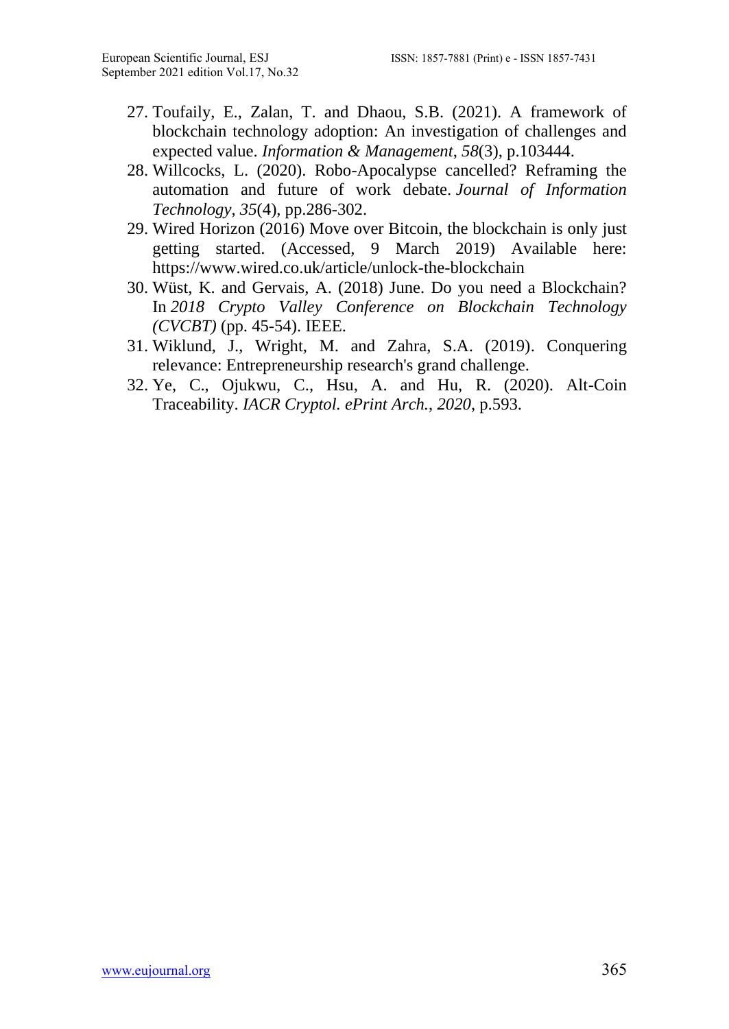27. Toufaily, E., Zalan, T. and Dhaou, S.B. (2021). A framework of blockchain technology adoption: An investigation of challenges and expected value. *Information & Management*, *58*(3), p.103444.
28. Willcocks, L. (2020). Robo-Apocalypse cancelled? Reframing the automation and future of work debate. *Journal of Information Technology*, *35*(4), pp.286-302.
29. Wired Horizon (2016) Move over Bitcoin, the blockchain is only just getting started. (Accessed, 9 March 2019) Available here: https://www.wired.co.uk/article/unlock-the-blockchain
30. Wüst, K. and Gervais, A. (2018) June. Do you need a Blockchain? In *2018 Crypto Valley Conference on Blockchain Technology (CVCBT)* (pp. 45-54). IEEE.
31. Wiklund, J., Wright, M. and Zahra, S.A. (2019). Conquering relevance: Entrepreneurship research's grand challenge.
32. Ye, C., Ojukwu, C., Hsu, A. and Hu, R. (2020). Alt-Coin Traceability. *IACR Cryptol. ePrint Arch.*, *2020*, p.593.